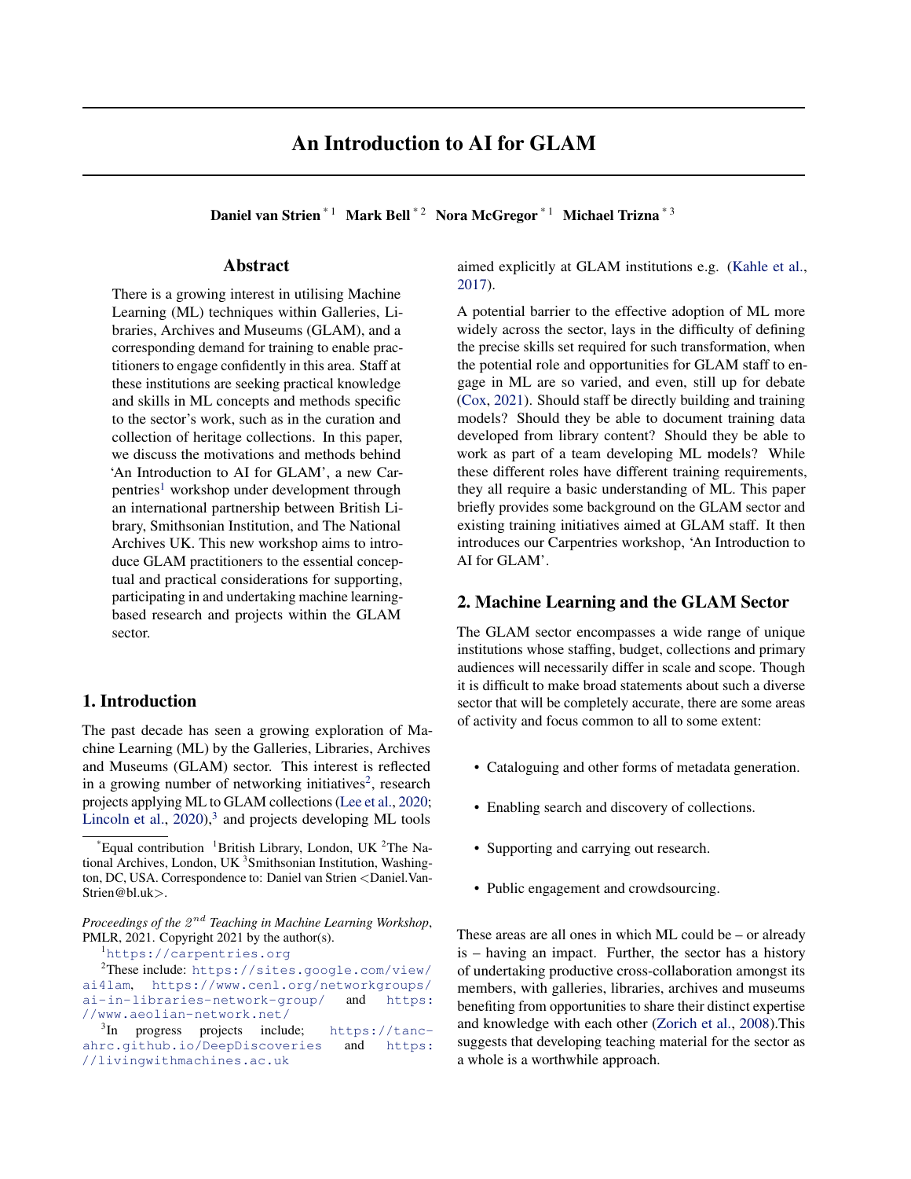# An Introduction to AI for GLAM

**Daniel van Strien** [*1] **Mark Bell** [*2] **Nora McGregor** [*1] **Michael Trizna** [*3]

## Abstract

There is a growing interest in utilising Machine Learning (ML) techniques within Galleries, Libraries, Archives and Museums (GLAM), and a corresponding demand for training to enable practitioners to engage confidently in this area. Staff at these institutions are seeking practical knowledge and skills in ML concepts and methods specific to the sector's work, such as in the curation and collection of heritage collections. In this paper, we discuss the motivations and methods behind 'An Introduction to AI for GLAM', a new Carpentries[1] workshop under development through an international partnership between British Library, Smithsonian Institution, and The National Archives UK. This new workshop aims to introduce GLAM practitioners to the essential conceptual and practical considerations for supporting, participating in and undertaking machine learning-based research and projects within the GLAM sector.

## 1. Introduction

The past decade has seen a growing exploration of Machine Learning (ML) by the Galleries, Libraries, Archives and Museums (GLAM) sector. This interest is reflected in a growing number of networking initiatives[2], research projects applying ML to GLAM collections (Lee et al., 2020; Lincoln et al., 2020),[3] and projects developing ML tools aimed explicitly at GLAM institutions e.g. (Kahle et al., 2017).

A potential barrier to the effective adoption of ML more widely across the sector, lays in the difficulty of defining the precise skills set required for such transformation, when the potential role and opportunities for GLAM staff to engage in ML are so varied, and even, still up for debate (Cox, 2021). Should staff be directly building and training models? Should they be able to document training data developed from library content? Should they be able to work as part of a team developing ML models? While these different roles have different training requirements, they all require a basic understanding of ML. This paper briefly provides some background on the GLAM sector and existing training initiatives aimed at GLAM staff. It then introduces our Carpentries workshop, 'An Introduction to AI for GLAM'.

## 2. Machine Learning and the GLAM Sector

The GLAM sector encompasses a wide range of unique institutions whose staffing, budget, collections and primary audiences will necessarily differ in scale and scope. Though it is difficult to make broad statements about such a diverse sector that will be completely accurate, there are some areas of activity and focus common to all to some extent:

- Cataloguing and other forms of metadata generation.
- Enabling search and discovery of collections.
- Supporting and carrying out research.
- Public engagement and crowdsourcing.

These areas are all ones in which ML could be – or already is – having an impact. Further, the sector has a history of undertaking productive cross-collaboration amongst its members, with galleries, libraries, archives and museums benefiting from opportunities to share their distinct expertise and knowledge with each other (Zorich et al., 2008).This suggests that developing teaching material for the sector as a whole is a worthwhile approach.

---

[*]Equal contribution [1]British Library, London, UK [2]The National Archives, London, UK [3]Smithsonian Institution, Washington, DC, USA. Correspondence to: Daniel van Strien <Daniel.Van-Strien@bl.uk>.

*Proceedings of the $2^{nd}$ Teaching in Machine Learning Workshop*, PMLR, 2021. Copyright 2021 by the author(s).

[1] https://carpentries.org

[2] These include: https://sites.google.com/view/ai4lam, https://www.cenl.org/networkgroups/ai-in-libraries-network-group/ and https://www.aeolian-network.net/

[3] In progress projects include; https://tanc-ahrc.github.io/DeepDiscoveries and https://livingwithmachines.ac.uk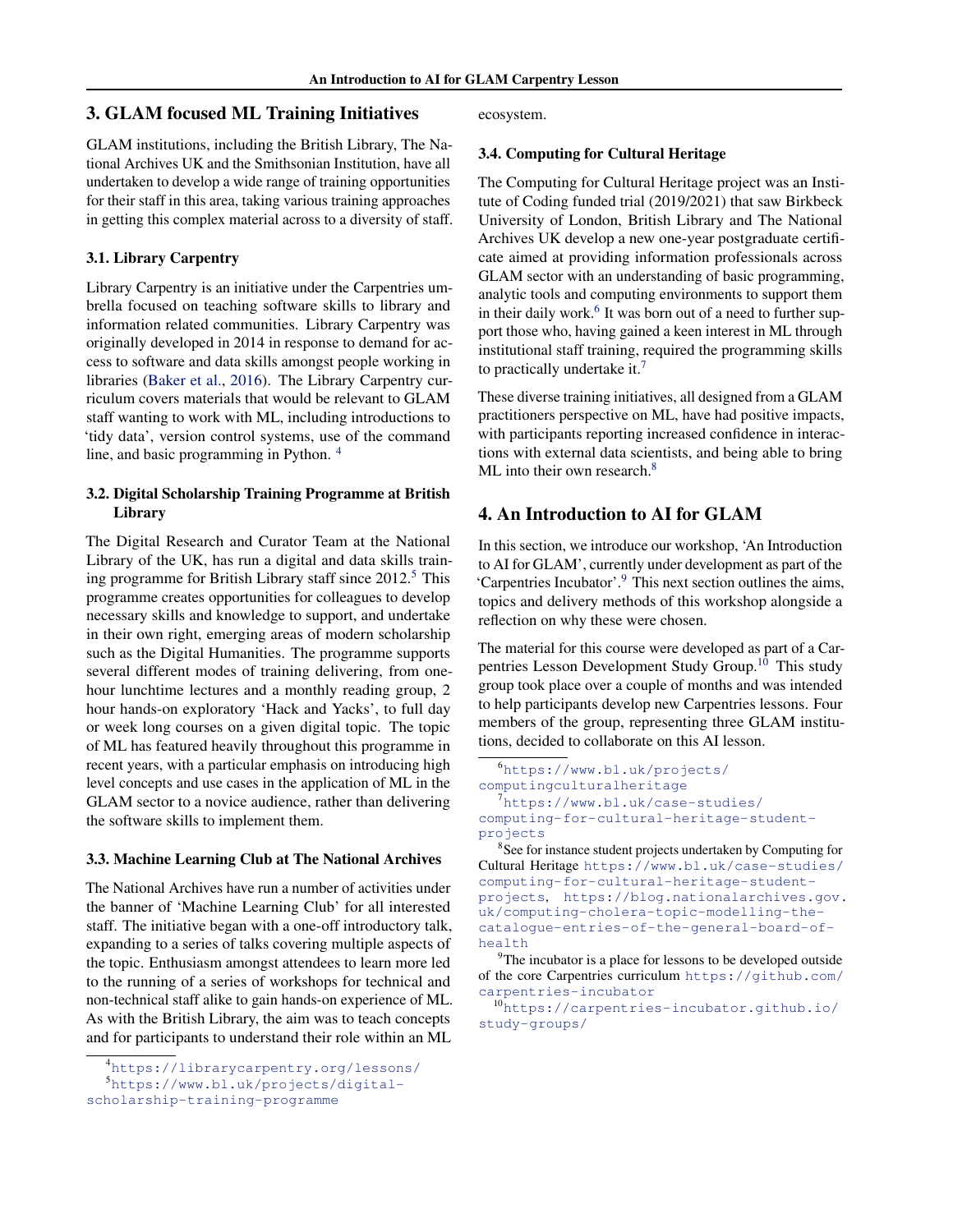## 3. GLAM focused ML Training Initiatives

GLAM institutions, including the British Library, The National Archives UK and the Smithsonian Institution, have all undertaken to develop a wide range of training opportunities for their staff in this area, taking various training approaches in getting this complex material across to a diversity of staff.

### 3.1. Library Carpentry

Library Carpentry is an initiative under the Carpentries umbrella focused on teaching software skills to library and information related communities. Library Carpentry was originally developed in 2014 in response to demand for access to software and data skills amongst people working in libraries (Baker et al., 2016). The Library Carpentry curriculum covers materials that would be relevant to GLAM staff wanting to work with ML, including introductions to 'tidy data', version control systems, use of the command line, and basic programming in Python. [4]

### 3.2. Digital Scholarship Training Programme at British Library

The Digital Research and Curator Team at the National Library of the UK, has run a digital and data skills training programme for British Library staff since 2012.[5] This programme creates opportunities for colleagues to develop necessary skills and knowledge to support, and undertake in their own right, emerging areas of modern scholarship such as the Digital Humanities. The programme supports several different modes of training delivering, from one-hour lunchtime lectures and a monthly reading group, 2 hour hands-on exploratory 'Hack and Yacks', to full day or week long courses on a given digital topic. The topic of ML has featured heavily throughout this programme in recent years, with a particular emphasis on introducing high level concepts and use cases in the application of ML in the GLAM sector to a novice audience, rather than delivering the software skills to implement them.

### 3.3. Machine Learning Club at The National Archives

The National Archives have run a number of activities under the banner of 'Machine Learning Club' for all interested staff. The initiative began with a one-off introductory talk, expanding to a series of talks covering multiple aspects of the topic. Enthusiasm amongst attendees to learn more led to the running of a series of workshops for technical and non-technical staff alike to gain hands-on experience of ML. As with the British Library, the aim was to teach concepts and for participants to understand their role within an ML ecosystem.

### 3.4. Computing for Cultural Heritage

The Computing for Cultural Heritage project was an Institute of Coding funded trial (2019/2021) that saw Birkbeck University of London, British Library and The National Archives UK develop a new one-year postgraduate certificate aimed at providing information professionals across GLAM sector with an understanding of basic programming, analytic tools and computing environments to support them in their daily work.[6] It was born out of a need to further support those who, having gained a keen interest in ML through institutional staff training, required the programming skills to practically undertake it.[7]

These diverse training initiatives, all designed from a GLAM practitioners perspective on ML, have had positive impacts, with participants reporting increased confidence in interactions with external data scientists, and being able to bring ML into their own research.[8]

## 4. An Introduction to AI for GLAM

In this section, we introduce our workshop, 'An Introduction to AI for GLAM', currently under development as part of the 'Carpentries Incubator'.[9] This next section outlines the aims, topics and delivery methods of this workshop alongside a reflection on why these were chosen.

The material for this course were developed as part of a Carpentries Lesson Development Study Group.[10] This study group took place over a couple of months and was intended to help participants develop new Carpentries lessons. Four members of the group, representing three GLAM institutions, decided to collaborate on this AI lesson.

---

[4] https://librarycarpentry.org/lessons/

[5] https://www.bl.uk/projects/digital-scholarship-training-programme

[6] https://www.bl.uk/projects/computingculturalheritage

[7] https://www.bl.uk/case-studies/computing-for-cultural-heritage-student-projects

[8] See for instance student projects undertaken by Computing for Cultural Heritage https://www.bl.uk/case-studies/computing-for-cultural-heritage-student-projects, https://blog.nationalarchives.gov.uk/computing-cholera-topic-modelling-the-catalogue-entries-of-the-general-board-of-health

[9] The incubator is a place for lessons to be developed outside of the core Carpentries curriculum https://github.com/carpentries-incubator

[10] https://carpentries-incubator.github.io/study-groups/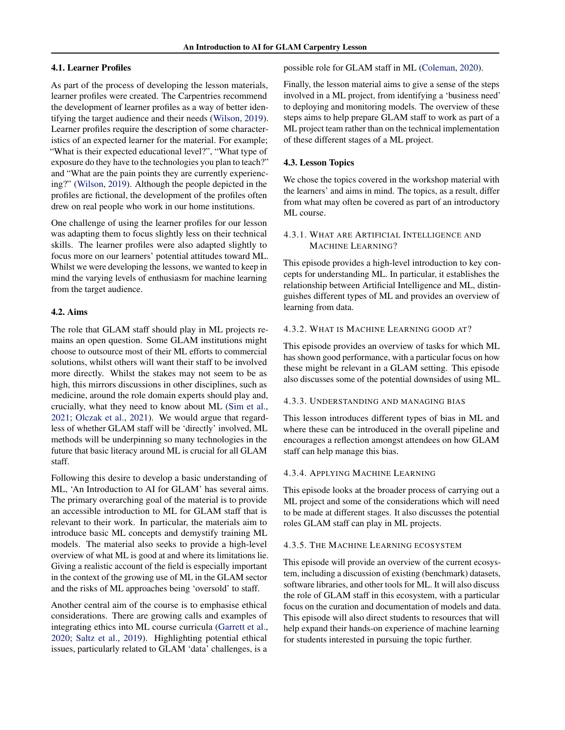### 4.1. Learner Profiles

As part of the process of developing the lesson materials, learner profiles were created. The Carpentries recommend the development of learner profiles as a way of better identifying the target audience and their needs (Wilson, 2019). Learner profiles require the description of some characteristics of an expected learner for the material. For example; "What is their expected educational level?", "What type of exposure do they have to the technologies you plan to teach?" and "What are the pain points they are currently experiencing?" (Wilson, 2019). Although the people depicted in the profiles are fictional, the development of the profiles often drew on real people who work in our home institutions.

One challenge of using the learner profiles for our lesson was adapting them to focus slightly less on their technical skills. The learner profiles were also adapted slightly to focus more on our learners' potential attitudes toward ML. Whilst we were developing the lessons, we wanted to keep in mind the varying levels of enthusiasm for machine learning from the target audience.

### 4.2. Aims

The role that GLAM staff should play in ML projects remains an open question. Some GLAM institutions might choose to outsource most of their ML efforts to commercial solutions, whilst others will want their staff to be involved more directly. Whilst the stakes may not seem to be as high, this mirrors discussions in other disciplines, such as medicine, around the role domain experts should play and, crucially, what they need to know about ML (Sim et al., 2021; Olczak et al., 2021). We would argue that regardless of whether GLAM staff will be 'directly' involved, ML methods will be underpinning so many technologies in the future that basic literacy around ML is crucial for all GLAM staff.

Following this desire to develop a basic understanding of ML, 'An Introduction to AI for GLAM' has several aims. The primary overarching goal of the material is to provide an accessible introduction to ML for GLAM staff that is relevant to their work. In particular, the materials aim to introduce basic ML concepts and demystify training ML models. The material also seeks to provide a high-level overview of what ML is good at and where its limitations lie. Giving a realistic account of the field is especially important in the context of the growing use of ML in the GLAM sector and the risks of ML approaches being 'oversold' to staff.

Another central aim of the course is to emphasise ethical considerations. There are growing calls and examples of integrating ethics into ML course curricula (Garrett et al., 2020; Saltz et al., 2019). Highlighting potential ethical issues, particularly related to GLAM 'data' challenges, is a possible role for GLAM staff in ML (Coleman, 2020).

Finally, the lesson material aims to give a sense of the steps involved in a ML project, from identifying a 'business need' to deploying and monitoring models. The overview of these steps aims to help prepare GLAM staff to work as part of a ML project team rather than on the technical implementation of these different stages of a ML project.

### 4.3. Lesson Topics

We chose the topics covered in the workshop material with the learners' and aims in mind. The topics, as a result, differ from what may often be covered as part of an introductory ML course.

#### 4.3.1. What are Artificial Intelligence and Machine Learning?

This episode provides a high-level introduction to key concepts for understanding ML. In particular, it establishes the relationship between Artificial Intelligence and ML, distinguishes different types of ML and provides an overview of learning from data.

#### 4.3.2. What is Machine Learning good at?

This episode provides an overview of tasks for which ML has shown good performance, with a particular focus on how these might be relevant in a GLAM setting. This episode also discusses some of the potential downsides of using ML.

#### 4.3.3. Understanding and managing bias

This lesson introduces different types of bias in ML and where these can be introduced in the overall pipeline and encourages a reflection amongst attendees on how GLAM staff can help manage this bias.

#### 4.3.4. Applying Machine Learning

This episode looks at the broader process of carrying out a ML project and some of the considerations which will need to be made at different stages. It also discusses the potential roles GLAM staff can play in ML projects.

#### 4.3.5. The Machine Learning ecosystem

This episode will provide an overview of the current ecosystem, including a discussion of existing (benchmark) datasets, software libraries, and other tools for ML. It will also discuss the role of GLAM staff in this ecosystem, with a particular focus on the curation and documentation of models and data. This episode will also direct students to resources that will help expand their hands-on experience of machine learning for students interested in pursuing the topic further.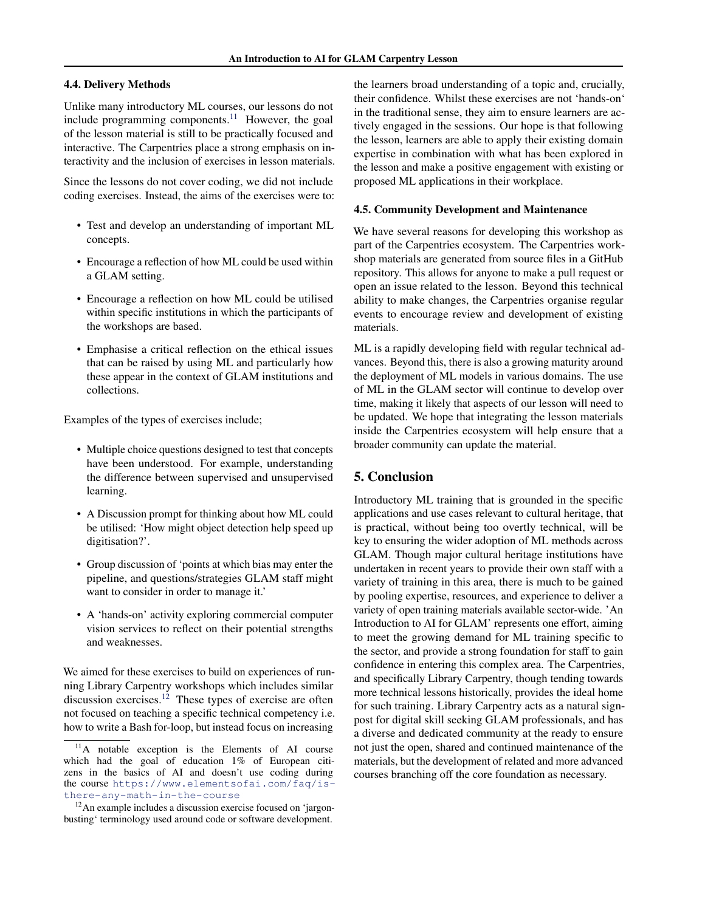### 4.4. Delivery Methods

Unlike many introductory ML courses, our lessons do not include programming components.[11] However, the goal of the lesson material is still to be practically focused and interactive. The Carpentries place a strong emphasis on interactivity and the inclusion of exercises in lesson materials.

Since the lessons do not cover coding, we did not include coding exercises. Instead, the aims of the exercises were to:

- Test and develop an understanding of important ML concepts.
- Encourage a reflection of how ML could be used within a GLAM setting.
- Encourage a reflection on how ML could be utilised within specific institutions in which the participants of the workshops are based.
- Emphasise a critical reflection on the ethical issues that can be raised by using ML and particularly how these appear in the context of GLAM institutions and collections.

Examples of the types of exercises include;

- Multiple choice questions designed to test that concepts have been understood. For example, understanding the difference between supervised and unsupervised learning.
- A Discussion prompt for thinking about how ML could be utilised: 'How might object detection help speed up digitisation?'.
- Group discussion of 'points at which bias may enter the pipeline, and questions/strategies GLAM staff might want to consider in order to manage it.'
- A 'hands-on' activity exploring commercial computer vision services to reflect on their potential strengths and weaknesses.

We aimed for these exercises to build on experiences of running Library Carpentry workshops which includes similar discussion exercises.[12] These types of exercise are often not focused on teaching a specific technical competency i.e. how to write a Bash for-loop, but instead focus on increasing the learners broad understanding of a topic and, crucially, their confidence. Whilst these exercises are not 'hands-on' in the traditional sense, they aim to ensure learners are actively engaged in the sessions. Our hope is that following the lesson, learners are able to apply their existing domain expertise in combination with what has been explored in the lesson and make a positive engagement with existing or proposed ML applications in their workplace.

[11] A notable exception is the Elements of AI course which had the goal of education 1% of European citizens in the basics of AI and doesn't use coding during the course https://www.elementsofai.com/faq/is-there-any-math-in-the-course

[12] An example includes a discussion exercise focused on 'jargon-busting' terminology used around code or software development.

### 4.5. Community Development and Maintenance

We have several reasons for developing this workshop as part of the Carpentries ecosystem. The Carpentries workshop materials are generated from source files in a GitHub repository. This allows for anyone to make a pull request or open an issue related to the lesson. Beyond this technical ability to make changes, the Carpentries organise regular events to encourage review and development of existing materials.

ML is a rapidly developing field with regular technical advances. Beyond this, there is also a growing maturity around the deployment of ML models in various domains. The use of ML in the GLAM sector will continue to develop over time, making it likely that aspects of our lesson will need to be updated. We hope that integrating the lesson materials inside the Carpentries ecosystem will help ensure that a broader community can update the material.

## 5. Conclusion

Introductory ML training that is grounded in the specific applications and use cases relevant to cultural heritage, that is practical, without being too overtly technical, will be key to ensuring the wider adoption of ML methods across GLAM. Though major cultural heritage institutions have undertaken in recent years to provide their own staff with a variety of training in this area, there is much to be gained by pooling expertise, resources, and experience to deliver a variety of open training materials available sector-wide. 'An Introduction to AI for GLAM' represents one effort, aiming to meet the growing demand for ML training specific to the sector, and provide a strong foundation for staff to gain confidence in entering this complex area. The Carpentries, and specifically Library Carpentry, though tending towards more technical lessons historically, provides the ideal home for such training. Library Carpentry acts as a natural signpost for digital skill seeking GLAM professionals, and has a diverse and dedicated community at the ready to ensure not just the open, shared and continued maintenance of the materials, but the development of related and more advanced courses branching off the core foundation as necessary.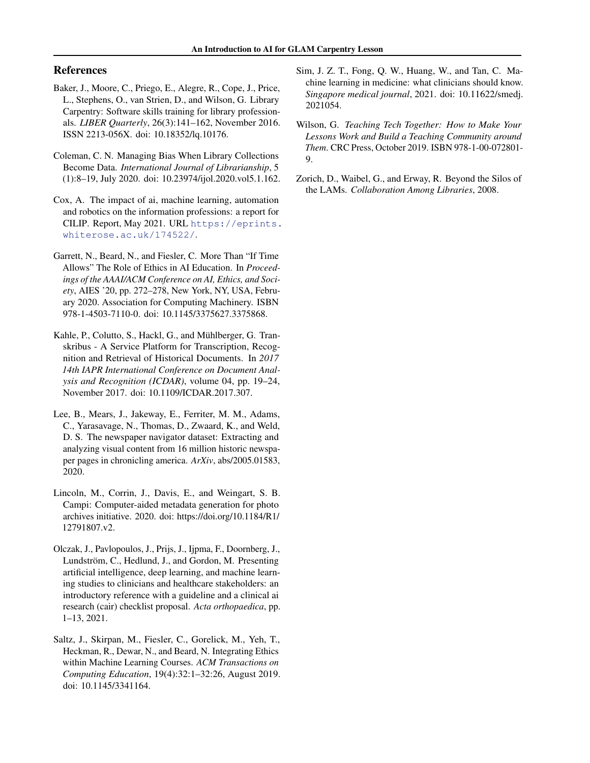## References

Baker, J., Moore, C., Priego, E., Alegre, R., Cope, J., Price, L., Stephens, O., van Strien, D., and Wilson, G. Library Carpentry: Software skills training for library professionals. *LIBER Quarterly*, 26(3):141–162, November 2016. ISSN 2213-056X. doi: 10.18352/lq.10176.

Coleman, C. N. Managing Bias When Library Collections Become Data. *International Journal of Librarianship*, 5 (1):8–19, July 2020. doi: 10.23974/ijol.2020.vol5.1.162.

Cox, A. The impact of ai, machine learning, automation and robotics on the information professions: a report for CILIP. Report, May 2021. URL https://eprints.whiterose.ac.uk/174522/.

Garrett, N., Beard, N., and Fiesler, C. More Than "If Time Allows" The Role of Ethics in AI Education. In *Proceedings of the AAAI/ACM Conference on AI, Ethics, and Society*, AIES '20, pp. 272–278, New York, NY, USA, February 2020. Association for Computing Machinery. ISBN 978-1-4503-7110-0. doi: 10.1145/3375627.3375868.

Kahle, P., Colutto, S., Hackl, G., and Mühlberger, G. Transkribus - A Service Platform for Transcription, Recognition and Retrieval of Historical Documents. In *2017 14th IAPR International Conference on Document Analysis and Recognition (ICDAR)*, volume 04, pp. 19–24, November 2017. doi: 10.1109/ICDAR.2017.307.

Lee, B., Mears, J., Jakeway, E., Ferriter, M. M., Adams, C., Yarasavage, N., Thomas, D., Zwaard, K., and Weld, D. S. The newspaper navigator dataset: Extracting and analyzing visual content from 16 million historic newspaper pages in chronicling america. *ArXiv*, abs/2005.01583, 2020.

Lincoln, M., Corrin, J., Davis, E., and Weingart, S. B. Campi: Computer-aided metadata generation for photo archives initiative. 2020. doi: https://doi.org/10.1184/R1/12791807.v2.

Olczak, J., Pavlopoulos, J., Prijs, J., Ijpma, F., Doornberg, J., Lundström, C., Hedlund, J., and Gordon, M. Presenting artificial intelligence, deep learning, and machine learning studies to clinicians and healthcare stakeholders: an introductory reference with a guideline and a clinical ai research (cair) checklist proposal. *Acta orthopaedica*, pp. 1–13, 2021.

Saltz, J., Skirpan, M., Fiesler, C., Gorelick, M., Yeh, T., Heckman, R., Dewar, N., and Beard, N. Integrating Ethics within Machine Learning Courses. *ACM Transactions on Computing Education*, 19(4):32:1–32:26, August 2019. doi: 10.1145/3341164.

Sim, J. Z. T., Fong, Q. W., Huang, W., and Tan, C. Machine learning in medicine: what clinicians should know. *Singapore medical journal*, 2021. doi: 10.11622/smedj.2021054.

Wilson, G. *Teaching Tech Together: How to Make Your Lessons Work and Build a Teaching Community around Them*. CRC Press, October 2019. ISBN 978-1-00-072801-9.

Zorich, D., Waibel, G., and Erway, R. Beyond the Silos of the LAMs. *Collaboration Among Libraries*, 2008.